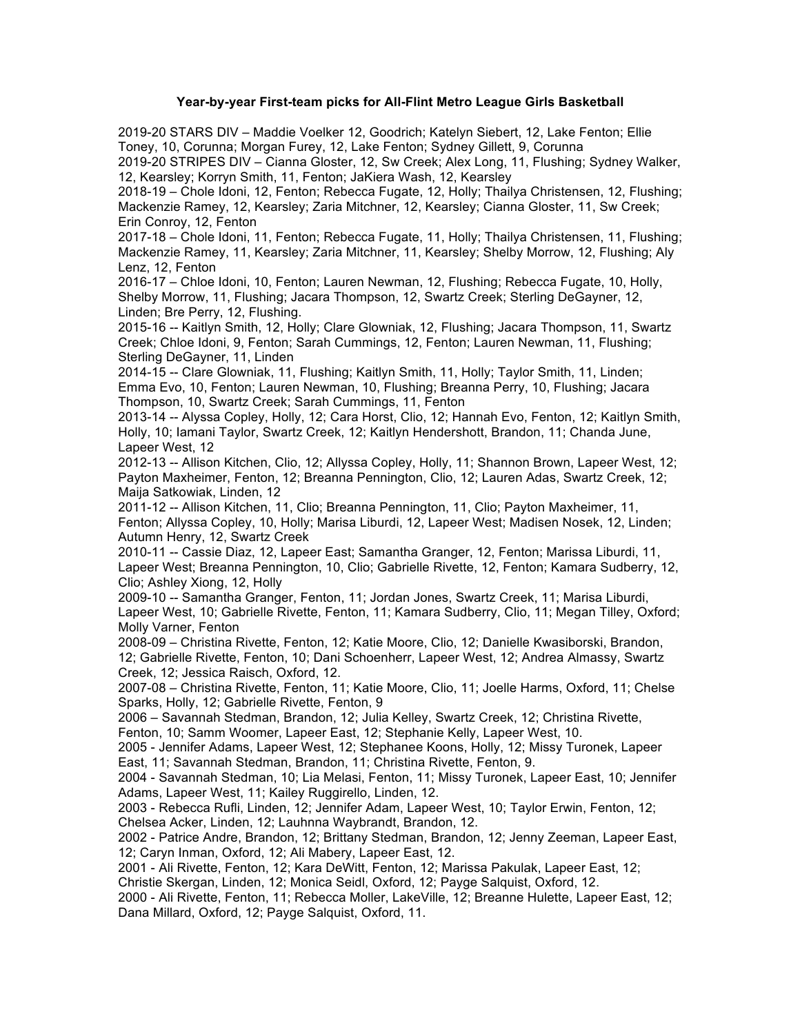**Year-by-year First-team picks for All-Flint Metro League Girls Basketball**

2019-20 STARS DIV – Maddie Voelker 12, Goodrich; Katelyn Siebert, 12, Lake Fenton; Ellie Toney, 10, Corunna; Morgan Furey, 12, Lake Fenton; Sydney Gillett, 9, Corunna

2019-20 STRIPES DIV – Cianna Gloster, 12, Sw Creek; Alex Long, 11, Flushing; Sydney Walker, 12, Kearsley; Korryn Smith, 11, Fenton; JaKiera Wash, 12, Kearsley

2018-19 – Chole Idoni, 12, Fenton; Rebecca Fugate, 12, Holly; Thailya Christensen, 12, Flushing; Mackenzie Ramey, 12, Kearsley; Zaria Mitchner, 12, Kearsley; Cianna Gloster, 11, Sw Creek; Erin Conroy, 12, Fenton

2017-18 – Chole Idoni, 11, Fenton; Rebecca Fugate, 11, Holly; Thailya Christensen, 11, Flushing; Mackenzie Ramey, 11, Kearsley; Zaria Mitchner, 11, Kearsley; Shelby Morrow, 12, Flushing; Aly Lenz, 12, Fenton

2016-17 – Chloe Idoni, 10, Fenton; Lauren Newman, 12, Flushing; Rebecca Fugate, 10, Holly, Shelby Morrow, 11, Flushing; Jacara Thompson, 12, Swartz Creek; Sterling DeGayner, 12, Linden; Bre Perry, 12, Flushing.

2015-16 -- Kaitlyn Smith, 12, Holly; Clare Glowniak, 12, Flushing; Jacara Thompson, 11, Swartz Creek; Chloe Idoni, 9, Fenton; Sarah Cummings, 12, Fenton; Lauren Newman, 11, Flushing; Sterling DeGayner, 11, Linden

2014-15 -- Clare Glowniak, 11, Flushing; Kaitlyn Smith, 11, Holly; Taylor Smith, 11, Linden; Emma Evo, 10, Fenton; Lauren Newman, 10, Flushing; Breanna Perry, 10, Flushing; Jacara Thompson, 10, Swartz Creek; Sarah Cummings, 11, Fenton

2013-14 -- Alyssa Copley, Holly, 12; Cara Horst, Clio, 12; Hannah Evo, Fenton, 12; Kaitlyn Smith, Holly, 10; Iamani Taylor, Swartz Creek, 12; Kaitlyn Hendershott, Brandon, 11; Chanda June, Lapeer West, 12

2012-13 -- Allison Kitchen, Clio, 12; Allyssa Copley, Holly, 11; Shannon Brown, Lapeer West, 12; Payton Maxheimer, Fenton, 12; Breanna Pennington, Clio, 12; Lauren Adas, Swartz Creek, 12; Maija Satkowiak, Linden, 12

2011-12 -- Allison Kitchen, 11, Clio; Breanna Pennington, 11, Clio; Payton Maxheimer, 11, Fenton; Allyssa Copley, 10, Holly; Marisa Liburdi, 12, Lapeer West; Madisen Nosek, 12, Linden; Autumn Henry, 12, Swartz Creek

2010-11 -- Cassie Diaz, 12, Lapeer East; Samantha Granger, 12, Fenton; Marissa Liburdi, 11, Lapeer West; Breanna Pennington, 10, Clio; Gabrielle Rivette, 12, Fenton; Kamara Sudberry, 12, Clio; Ashley Xiong, 12, Holly

2009-10 -- Samantha Granger, Fenton, 11; Jordan Jones, Swartz Creek, 11; Marisa Liburdi, Lapeer West, 10; Gabrielle Rivette, Fenton, 11; Kamara Sudberry, Clio, 11; Megan Tilley, Oxford; Molly Varner, Fenton

2008-09 – Christina Rivette, Fenton, 12; Katie Moore, Clio, 12; Danielle Kwasiborski, Brandon, 12; Gabrielle Rivette, Fenton, 10; Dani Schoenherr, Lapeer West, 12; Andrea Almassy, Swartz Creek, 12; Jessica Raisch, Oxford, 12.

2007-08 – Christina Rivette, Fenton, 11; Katie Moore, Clio, 11; Joelle Harms, Oxford, 11; Chelse Sparks, Holly, 12; Gabrielle Rivette, Fenton, 9

2006 – Savannah Stedman, Brandon, 12; Julia Kelley, Swartz Creek, 12; Christina Rivette, Fenton, 10; Samm Woomer, Lapeer East, 12; Stephanie Kelly, Lapeer West, 10.

2005 - Jennifer Adams, Lapeer West, 12; Stephanee Koons, Holly, 12; Missy Turonek, Lapeer East, 11; Savannah Stedman, Brandon, 11; Christina Rivette, Fenton, 9.

2004 - Savannah Stedman, 10; Lia Melasi, Fenton, 11; Missy Turonek, Lapeer East, 10; Jennifer Adams, Lapeer West, 11; Kailey Ruggirello, Linden, 12.

2003 - Rebecca Rufli, Linden, 12; Jennifer Adam, Lapeer West, 10; Taylor Erwin, Fenton, 12; Chelsea Acker, Linden, 12; Lauhnna Waybrandt, Brandon, 12.

2002 - Patrice Andre, Brandon, 12; Brittany Stedman, Brandon, 12; Jenny Zeeman, Lapeer East, 12; Caryn Inman, Oxford, 12; Ali Mabery, Lapeer East, 12.

2001 - Ali Rivette, Fenton, 12; Kara DeWitt, Fenton, 12; Marissa Pakulak, Lapeer East, 12; Christie Skergan, Linden, 12; Monica Seidl, Oxford, 12; Payge Salquist, Oxford, 12.

2000 - Ali Rivette, Fenton, 11; Rebecca Moller, LakeVille, 12; Breanne Hulette, Lapeer East, 12; Dana Millard, Oxford, 12; Payge Salquist, Oxford, 11.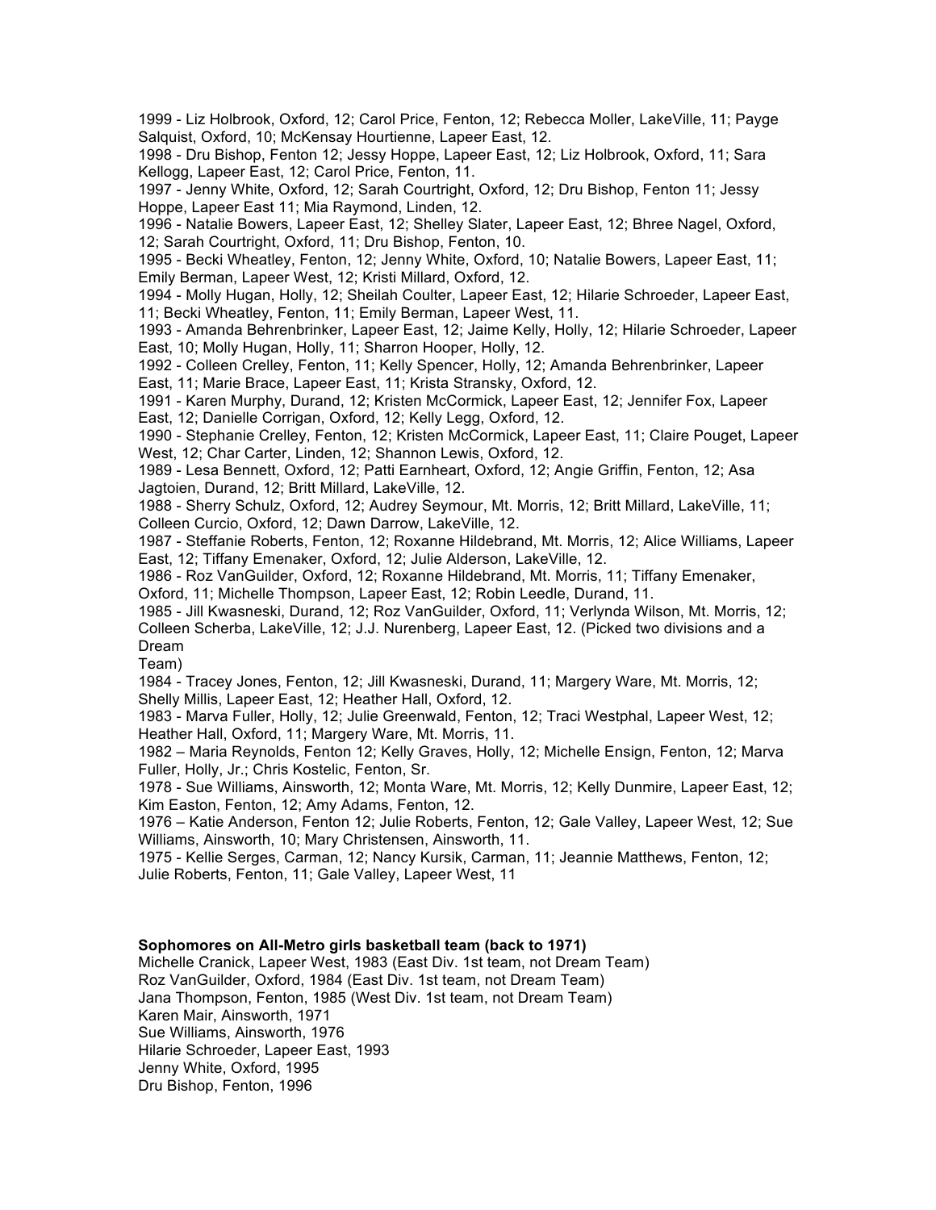1999 - Liz Holbrook, Oxford, 12; Carol Price, Fenton, 12; Rebecca Moller, LakeVille, 11; Payge Salquist, Oxford, 10; McKensay Hourtienne, Lapeer East, 12.
1998 - Dru Bishop, Fenton 12; Jessy Hoppe, Lapeer East, 12; Liz Holbrook, Oxford, 11; Sara Kellogg, Lapeer East, 12; Carol Price, Fenton, 11.
1997 - Jenny White, Oxford, 12; Sarah Courtright, Oxford, 12; Dru Bishop, Fenton 11; Jessy Hoppe, Lapeer East 11; Mia Raymond, Linden, 12.
1996 - Natalie Bowers, Lapeer East, 12; Shelley Slater, Lapeer East, 12; Bhree Nagel, Oxford, 12; Sarah Courtright, Oxford, 11; Dru Bishop, Fenton, 10.
1995 - Becki Wheatley, Fenton, 12; Jenny White, Oxford, 10; Natalie Bowers, Lapeer East, 11; Emily Berman, Lapeer West, 12; Kristi Millard, Oxford, 12.
1994 - Molly Hugan, Holly, 12; Sheilah Coulter, Lapeer East, 12; Hilarie Schroeder, Lapeer East, 11; Becki Wheatley, Fenton, 11; Emily Berman, Lapeer West, 11.
1993 - Amanda Behrenbrinker, Lapeer East, 12; Jaime Kelly, Holly, 12; Hilarie Schroeder, Lapeer East, 10; Molly Hugan, Holly, 11; Sharron Hooper, Holly, 12.
1992 - Colleen Crelley, Fenton, 11; Kelly Spencer, Holly, 12; Amanda Behrenbrinker, Lapeer East, 11; Marie Brace, Lapeer East, 11; Krista Stransky, Oxford, 12.
1991 - Karen Murphy, Durand, 12; Kristen McCormick, Lapeer East, 12; Jennifer Fox, Lapeer East, 12; Danielle Corrigan, Oxford, 12; Kelly Legg, Oxford, 12.
1990 - Stephanie Crelley, Fenton, 12; Kristen McCormick, Lapeer East, 11; Claire Pouget, Lapeer West, 12; Char Carter, Linden, 12; Shannon Lewis, Oxford, 12.
1989 - Lesa Bennett, Oxford, 12; Patti Earnheart, Oxford, 12; Angie Griffin, Fenton, 12; Asa Jagtoien, Durand, 12; Britt Millard, LakeVille, 12.
1988 - Sherry Schulz, Oxford, 12; Audrey Seymour, Mt. Morris, 12; Britt Millard, LakeVille, 11; Colleen Curcio, Oxford, 12; Dawn Darrow, LakeVille, 12.
1987 - Steffanie Roberts, Fenton, 12; Roxanne Hildebrand, Mt. Morris, 12; Alice Williams, Lapeer East, 12; Tiffany Emenaker, Oxford, 12; Julie Alderson, LakeVille, 12.
1986 - Roz VanGuilder, Oxford, 12; Roxanne Hildebrand, Mt. Morris, 11; Tiffany Emenaker, Oxford, 11; Michelle Thompson, Lapeer East, 12; Robin Leedle, Durand, 11.
1985 - Jill Kwasneski, Durand, 12; Roz VanGuilder, Oxford, 11; Verlynda Wilson, Mt. Morris, 12; Colleen Scherba, LakeVille, 12; J.J. Nurenberg, Lapeer East, 12. (Picked two divisions and a Dream Team)
1984 - Tracey Jones, Fenton, 12; Jill Kwasneski, Durand, 11; Margery Ware, Mt. Morris, 12; Shelly Millis, Lapeer East, 12; Heather Hall, Oxford, 12.
1983 - Marva Fuller, Holly, 12; Julie Greenwald, Fenton, 12; Traci Westphal, Lapeer West, 12; Heather Hall, Oxford, 11; Margery Ware, Mt. Morris, 11.
1982 – Maria Reynolds, Fenton 12; Kelly Graves, Holly, 12; Michelle Ensign, Fenton, 12; Marva Fuller, Holly, Jr.; Chris Kostelic, Fenton, Sr.
1978 - Sue Williams, Ainsworth, 12; Monta Ware, Mt. Morris, 12; Kelly Dunmire, Lapeer East, 12; Kim Easton, Fenton, 12; Amy Adams, Fenton, 12.
1976 – Katie Anderson, Fenton 12; Julie Roberts, Fenton, 12; Gale Valley, Lapeer West, 12; Sue Williams, Ainsworth, 10; Mary Christensen, Ainsworth, 11.
1975 - Kellie Serges, Carman, 12; Nancy Kursik, Carman, 11; Jeannie Matthews, Fenton, 12; Julie Roberts, Fenton, 11; Gale Valley, Lapeer West, 11

**Sophomores on All-Metro girls basketball team (back to 1971)**

Michelle Cranick, Lapeer West, 1983 (East Div. 1st team, not Dream Team)
Roz VanGuilder, Oxford, 1984 (East Div. 1st team, not Dream Team)
Jana Thompson, Fenton, 1985 (West Div. 1st team, not Dream Team)
Karen Mair, Ainsworth, 1971
Sue Williams, Ainsworth, 1976
Hilarie Schroeder, Lapeer East, 1993
Jenny White, Oxford, 1995
Dru Bishop, Fenton, 1996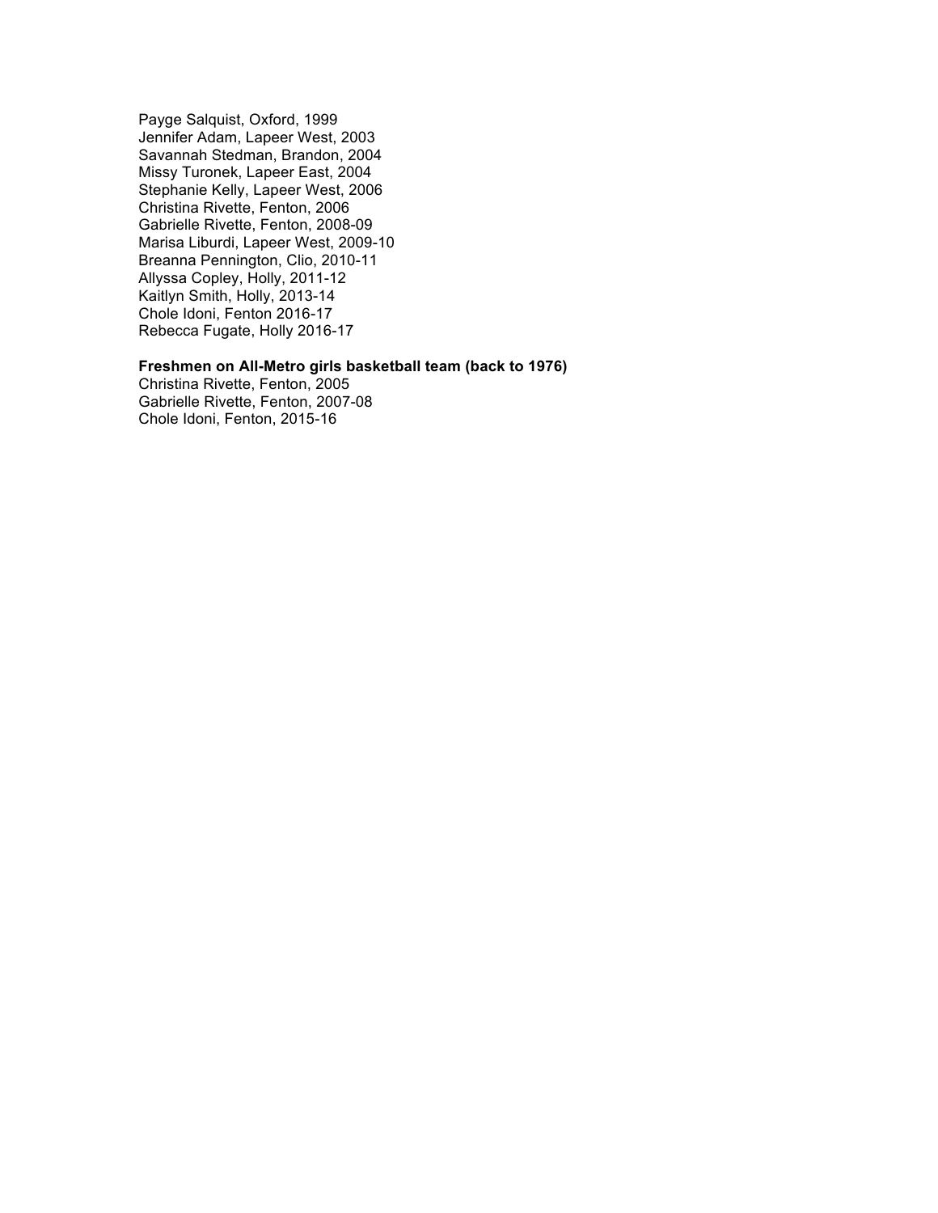Payge Salquist, Oxford, 1999
Jennifer Adam, Lapeer West, 2003
Savannah Stedman, Brandon, 2004
Missy Turonek, Lapeer East, 2004
Stephanie Kelly, Lapeer West, 2006
Christina Rivette, Fenton, 2006
Gabrielle Rivette, Fenton, 2008-09
Marisa Liburdi, Lapeer West, 2009-10
Breanna Pennington, Clio, 2010-11
Allyssa Copley, Holly, 2011-12
Kaitlyn Smith, Holly, 2013-14
Chole Idoni, Fenton 2016-17
Rebecca Fugate, Holly 2016-17

**Freshmen on All-Metro girls basketball team (back to 1976)**
Christina Rivette, Fenton, 2005
Gabrielle Rivette, Fenton, 2007-08
Chole Idoni, Fenton, 2015-16